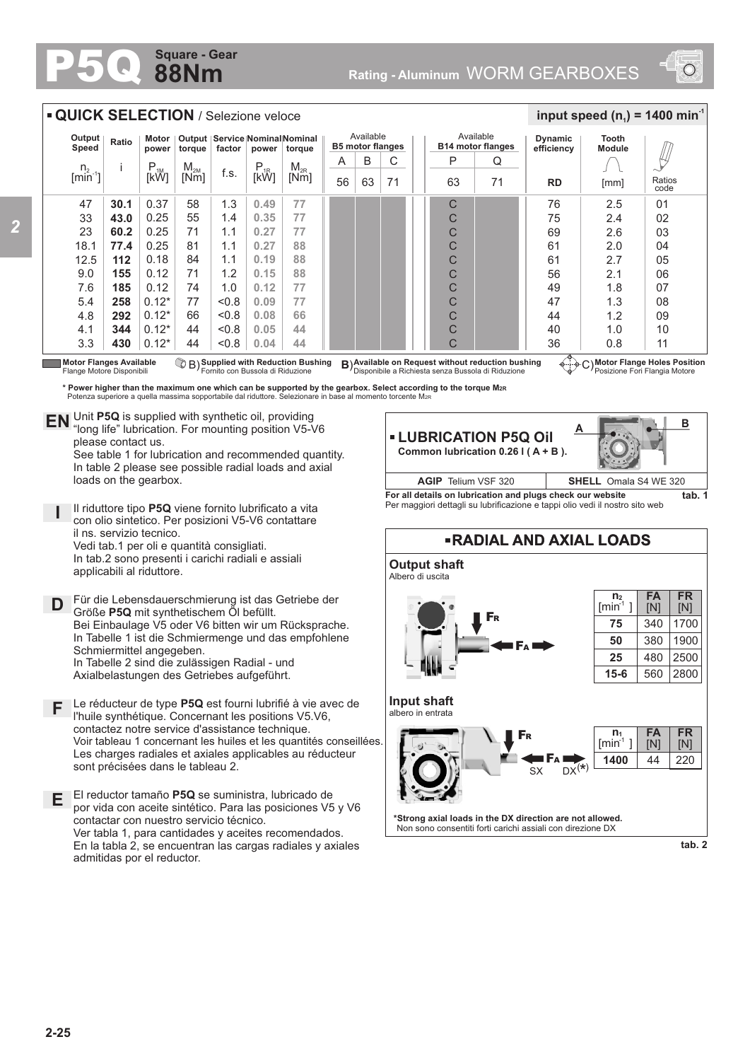# P5Q Square - Gear 88Nm

Rating - Aluminum WORM GEARBOXES

## QUICK SELECTION / Selezione veloce

input speed ($n_1$) = 1400 min⁻¹

| Output Speed $n_2$ [min⁻¹] | Ratio i | Motor power $P_{1M}$ [kW] | Output torque $M_{2M}$ [Nm] | Service factor f.s. | Nominal power $P_{1R}$ [kW] | Nominal torque $M_{2R}$ [Nm] | B5 motor flanges A 56 | B5 motor flanges B 63 | B5 motor flanges C 71 | B14 motor flanges P 63 | B14 motor flanges Q 71 | Dynamic efficiency RD | Tooth Module [mm] | Ratios code |
|---|---|---|---|---|---|---|---|---|---|---|---|---|---|---|
| 47 | **30.1** | 0.37 | 58 | 1.3 | 0.49 | 77 | | | | C | | 76 | 2.5 | 01 |
| 33 | **43.0** | 0.25 | 55 | 1.4 | 0.35 | 77 | | | | C | | 75 | 2.4 | 02 |
| 23 | **60.2** | 0.25 | 71 | 1.1 | 0.27 | 77 | | | | C | | 69 | 2.6 | 03 |
| 18.1 | **77.4** | 0.25 | 81 | 1.1 | 0.27 | 88 | | | | C | | 61 | 2.0 | 04 |
| 12.5 | **112** | 0.18 | 84 | 1.1 | 0.19 | 88 | | | | C | | 61 | 2.7 | 05 |
| 9.0 | **155** | 0.12 | 71 | 1.2 | 0.15 | 88 | | | | C | | 56 | 2.1 | 06 |
| 7.6 | **185** | 0.12 | 74 | 1.0 | 0.12 | 77 | | | | C | | 49 | 1.8 | 07 |
| 5.4 | **258** | 0.12* | 77 | <0.8 | 0.09 | 77 | | | | C | | 47 | 1.3 | 08 |
| 4.8 | **292** | 0.12* | 66 | <0.8 | 0.08 | 66 | | | | C | | 44 | 1.2 | 09 |
| 4.1 | **344** | 0.12* | 44 | <0.8 | 0.05 | 44 | | | | C | | 40 | 1.0 | 10 |
| 3.3 | **430** | 0.12* | 44 | <0.8 | 0.04 | 44 | | | | C | | 36 | 0.8 | 11 |

Motor Flanges Available / Flange Motore Disponibili — B) Supplied with Reduction Bushing / Fornito con Bussola di Riduzione — B) Available on Request without reduction bushing / Disponibile a Richiesta senza Bussola di Riduzione — C) Motor Flange Holes Position / Posizione Fori Flangia Motore

\* Power higher than the maximum one which can be supported by the gearbox. Select according to the torque $M_{2R}$
Potenza superiore a quella massima sopportabile dal riduttore. Selezionare in base al momento torcente $M_{2R}$

**EN** Unit **P5Q** is supplied with synthetic oil, providing "long life" lubrication. For mounting position V5-V6 please contact us.
See table 1 for lubrication and recommended quantity.
In table 2 please see possible radial loads and axial loads on the gearbox.

**I** Il riduttore tipo **P5Q** viene fornito lubrificato a vita con olio sintetico. Per posizioni V5-V6 contattare il ns. servizio tecnico.
Vedi tab.1 per oli e quantità consigliati.
In tab.2 sono presenti i carichi radiali e assiali applicabili al riduttore.

**D** Für die Lebensdauerschmierung ist das Getriebe der Größe **P5Q** mit synthetischem Öl befüllt.
Bei Einbaulage V5 oder V6 bitten wir um Rücksprache.
In Tabelle 1 ist die Schmiermenge und das empfohlene Schmiermittel angegeben.
In Tabelle 2 sind die zulässigen Radial - und Axialbelastungen des Getriebes aufgeführt.

**F** Le réducteur de type **P5Q** est fourni lubrifié à vie avec de l'huile synthétique. Concernant les positions V5.V6, contactez notre service d'assistance technique.
Voir tableau 1 concernant les huiles et les quantités conseillées.
Les charges radiales et axiales applicables au réducteur sont précisées dans le tableau 2.

**E** El reductor tamaño **P5Q** se suministra, lubricado de por vida con aceite sintético. Para las posiciones V5 y V6 contactar con nuestro servicio técnico.
Ver tabla 1, para cantidades y aceites recomendados.
En la tabla 2, se encuentran las cargas radiales y axiales admitidas por el reductor.

## LUBRICATION P5Q Oil

Common lubrication 0.26 l ( A + B ).

| AGIP Telium VSF 320 | SHELL Omala S4 WE 320 |
|---|---|

For all details on lubrication and plugs check our website
Per maggiori dettagli sui lubrificazione e tappi olio vedi il nostro sito web

tab. 1

## RADIAL AND AXIAL LOADS

**Output shaft**
Albero di uscita

| $n_2$ [min⁻¹] | FA [N] | FR [N] |
|---|---|---|
| **75** | 340 | 1700 |
| **50** | 380 | 1900 |
| **25** | 480 | 2500 |
| **15-6** | 560 | 2800 |

**Input shaft**
albero in entrata

| $n_1$ [min⁻¹] | FA [N] | FR [N] |
|---|---|---|
| **1400** | 44 | 220 |

SX DX(*)

\*Strong axial loads in the DX direction are not allowed.
Non sono consentiti forti carichi assiali con direzione DX

tab. 2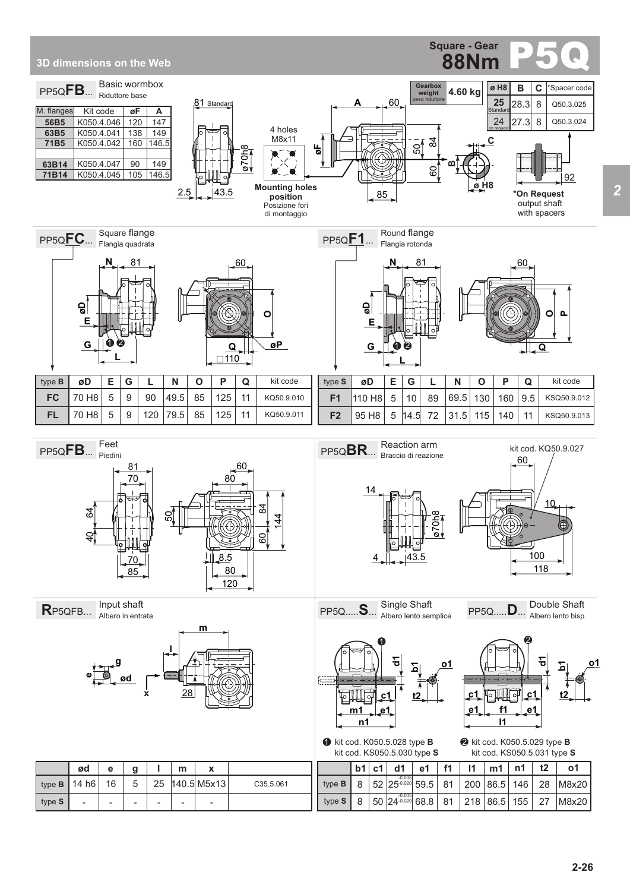# Square - Gear 88Nm P5Q

3D dimensions on the Web

## PP5QFB... Basic wormbox
Riduttore base

| M. flanges | Kit code | øF | A |
|---|---|---|---|
| 56B5 | K050.4.046 | 120 | 147 |
| 63B5 | K050.4.041 | 138 | 149 |
| 71B5 | K050.4.042 | 160 | 146.5 |
| 63B14 | K050.4.047 | 90 | 149 |
| 71B14 | K050.4.045 | 105 | 146.5 |

81 Standard

4 holes M8x11

**Mounting holes position**
Posizione fori di montaggio

Gearbox weight / peso riduttore: **4.60 kg**

| ø H8 | B | C | *Spacer code |
|---|---|---|---|
| 25 Standard | 28.3 | 8 | Q50.3.025 |
| 24 on request | 27.3 | 8 | Q50.3.024 |

***On Request** output shaft with spacers

## PP5QFC... Square flange
Flangia quadrata

| type B | øD | E | G | L | N | O | P | Q | kit code |
|---|---|---|---|---|---|---|---|---|---|
| FC | 70 H8 | 5 | 9 | 90 | 49.5 | 85 | 125 | 11 | KQ50.9.010 |
| FL | 70 H8 | 5 | 9 | 120 | 79.5 | 85 | 125 | 11 | KQ50.9.011 |

## PP5QF1... Round flange
Flangia rotonda

| type S | øD | E | G | L | N | O | P | Q | kit code |
|---|---|---|---|---|---|---|---|---|---|
| F1 | 110 H8 | 5 | 10 | 89 | 69.5 | 130 | 160 | 9.5 | KSQ50.9.012 |
| F2 | 95 H8 | 5 | 14.5 | 72 | 31.5 | 115 | 140 | 11 | KSQ50.9.013 |

## PP5QFB... Feet
Piedini

## PP5QBR... Reaction arm
Braccio di reazione

kit cod. KQ50.9.027

## RP5QFB... Input shaft
Albero in entrata

| | ød | e | g | l | m | x | |
|---|---|---|---|---|---|---|---|
| type B | 14 h6 | 16 | 5 | 25 | 140.5 | M5x13 | C35.5.061 |
| type S | - | - | - | - | - | - | |

## PP5Q.....S... Single Shaft
Albero lento semplice

## PP5Q.....D... Double Shaft
Albero lento bisp.

❶ kit cod. K050.5.028 type **B**
kit cod. KS050.5.030 type **S**

❷ kit cod. K050.5.029 type **B**
kit cod. KS050.5.031 type **S**

| | b1 | c1 | d1 | e1 | f1 | l1 | m1 | n1 | t2 | o1 |
|---|---|---|---|---|---|---|---|---|---|---|
| type B | 8 | 52 | $25^{-0.005}_{-0.020}$ | 59.5 | 81 | 200 | 86.5 | 146 | 28 | M8x20 |
| type S | 8 | 50 | $24^{-0.005}_{-0.020}$ | 68.8 | 81 | 218 | 86.5 | 155 | 27 | M8x20 |